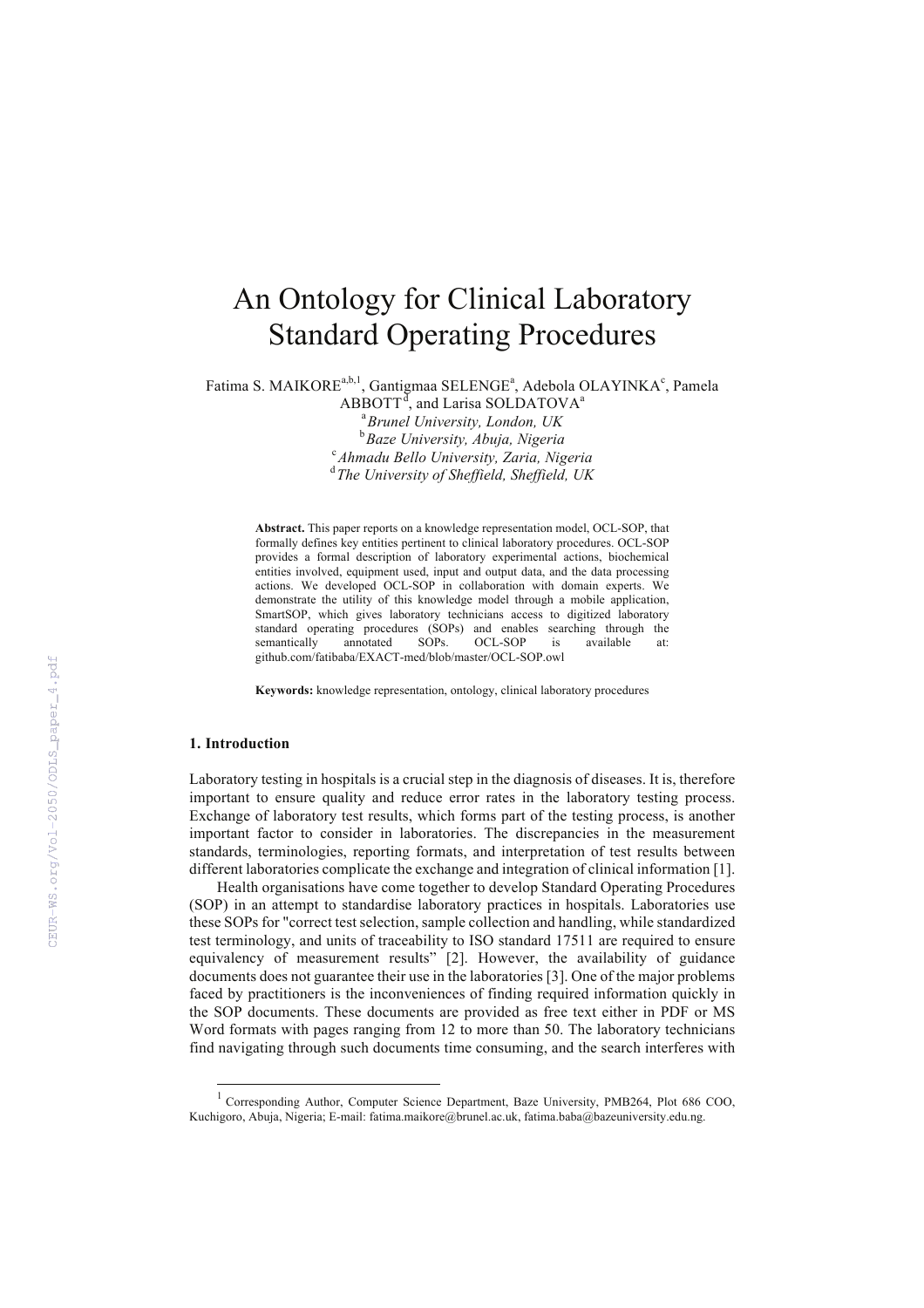# An Ontology for Clinical Laboratory Standard Operating Procedures

Fatima S. MAIKORE[a,b,1], Gantigmaa SELENGE[a], Adebola OLAYINKA[c], Pamela ABBOTT[d], and Larisa SOLDATOVA[a]

[a] *Brunel University, London, UK*
[b] *Baze University, Abuja, Nigeria*
[c] *Ahmadu Bello University, Zaria, Nigeria*
[d] *The University of Sheffield, Sheffield, UK*

**Abstract.** This paper reports on a knowledge representation model, OCL-SOP, that formally defines key entities pertinent to clinical laboratory procedures. OCL-SOP provides a formal description of laboratory experimental actions, biochemical entities involved, equipment used, input and output data, and the data processing actions. We developed OCL-SOP in collaboration with domain experts. We demonstrate the utility of this knowledge model through a mobile application, SmartSOP, which gives laboratory technicians access to digitized laboratory standard operating procedures (SOPs) and enables searching through the semantically annotated SOPs. OCL-SOP is available at: github.com/fatibaba/EXACT-med/blob/master/OCL-SOP.owl

**Keywords:** knowledge representation, ontology, clinical laboratory procedures

## 1. Introduction

Laboratory testing in hospitals is a crucial step in the diagnosis of diseases. It is, therefore important to ensure quality and reduce error rates in the laboratory testing process. Exchange of laboratory test results, which forms part of the testing process, is another important factor to consider in laboratories. The discrepancies in the measurement standards, terminologies, reporting formats, and interpretation of test results between different laboratories complicate the exchange and integration of clinical information [1].

Health organisations have come together to develop Standard Operating Procedures (SOP) in an attempt to standardise laboratory practices in hospitals. Laboratories use these SOPs for "correct test selection, sample collection and handling, while standardized test terminology, and units of traceability to ISO standard 17511 are required to ensure equivalency of measurement results" [2]. However, the availability of guidance documents does not guarantee their use in the laboratories [3]. One of the major problems faced by practitioners is the inconveniences of finding required information quickly in the SOP documents. These documents are provided as free text either in PDF or MS Word formats with pages ranging from 12 to more than 50. The laboratory technicians find navigating through such documents time consuming, and the search interferes with

[1] Corresponding Author, Computer Science Department, Baze University, PMB264, Plot 686 COO, Kuchigoro, Abuja, Nigeria; E-mail: fatima.maikore@brunel.ac.uk, fatima.baba@bazeuniversity.edu.ng.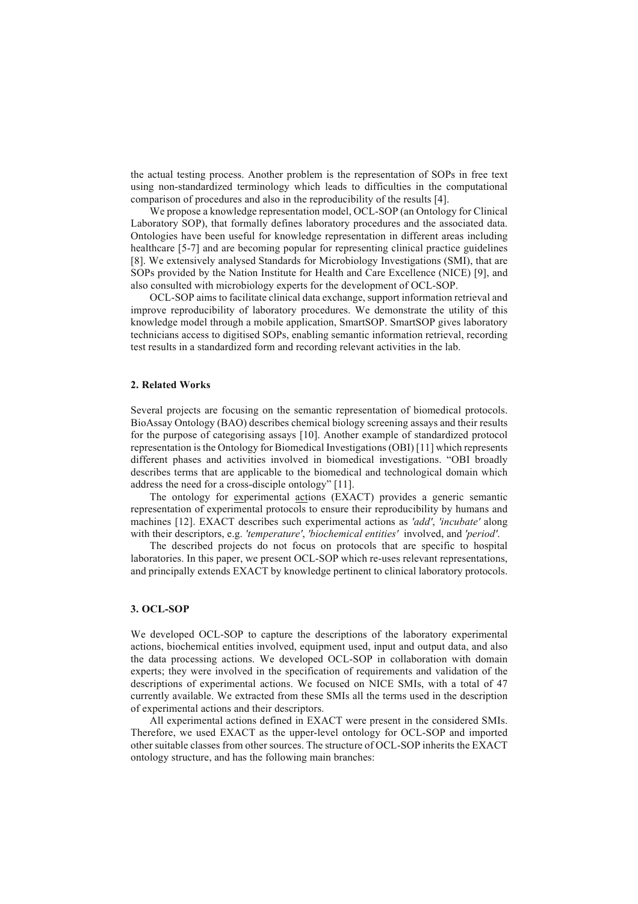the actual testing process. Another problem is the representation of SOPs in free text using non-standardized terminology which leads to difficulties in the computational comparison of procedures and also in the reproducibility of the results [4].

We propose a knowledge representation model, OCL-SOP (an Ontology for Clinical Laboratory SOP), that formally defines laboratory procedures and the associated data. Ontologies have been useful for knowledge representation in different areas including healthcare [5-7] and are becoming popular for representing clinical practice guidelines [8]. We extensively analysed Standards for Microbiology Investigations (SMI), that are SOPs provided by the Nation Institute for Health and Care Excellence (NICE) [9], and also consulted with microbiology experts for the development of OCL-SOP.

OCL-SOP aims to facilitate clinical data exchange, support information retrieval and improve reproducibility of laboratory procedures. We demonstrate the utility of this knowledge model through a mobile application, SmartSOP. SmartSOP gives laboratory technicians access to digitised SOPs, enabling semantic information retrieval, recording test results in a standardized form and recording relevant activities in the lab.

## 2. Related Works

Several projects are focusing on the semantic representation of biomedical protocols. BioAssay Ontology (BAO) describes chemical biology screening assays and their results for the purpose of categorising assays [10]. Another example of standardized protocol representation is the Ontology for Biomedical Investigations (OBI) [11] which represents different phases and activities involved in biomedical investigations. "OBI broadly describes terms that are applicable to the biomedical and technological domain which address the need for a cross-disciple ontology" [11].

The ontology for experimental actions (EXACT) provides a generic semantic representation of experimental protocols to ensure their reproducibility by humans and machines [12]. EXACT describes such experimental actions as *'add'*, *'incubate'* along with their descriptors, e.g. *'temperature'*, *'biochemical entities'* involved, and *'period'*.

The described projects do not focus on protocols that are specific to hospital laboratories. In this paper, we present OCL-SOP which re-uses relevant representations, and principally extends EXACT by knowledge pertinent to clinical laboratory protocols.

## 3. OCL-SOP

We developed OCL-SOP to capture the descriptions of the laboratory experimental actions, biochemical entities involved, equipment used, input and output data, and also the data processing actions. We developed OCL-SOP in collaboration with domain experts; they were involved in the specification of requirements and validation of the descriptions of experimental actions. We focused on NICE SMIs, with a total of 47 currently available. We extracted from these SMIs all the terms used in the description of experimental actions and their descriptors.

All experimental actions defined in EXACT were present in the considered SMIs. Therefore, we used EXACT as the upper-level ontology for OCL-SOP and imported other suitable classes from other sources. The structure of OCL-SOP inherits the EXACT ontology structure, and has the following main branches: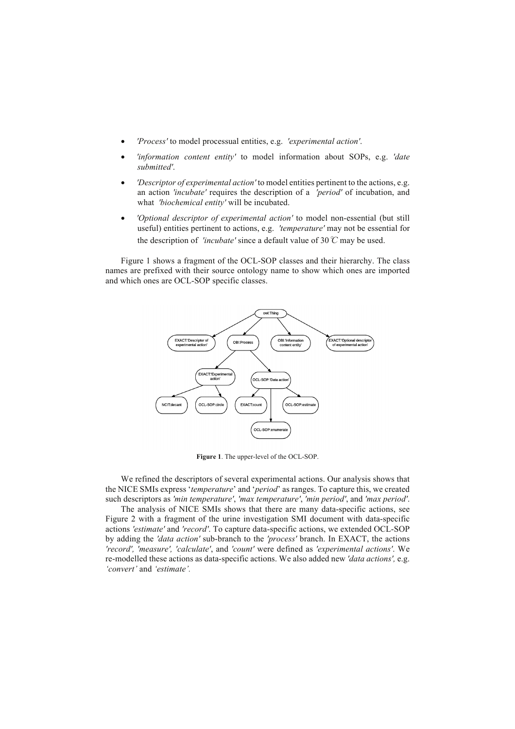- *'Process'* to model processual entities, e.g. *'experimental action'*.
- *'information content entity'* to model information about SOPs, e.g. *'date submitted'*.
- *'Descriptor of experimental action'* to model entities pertinent to the actions, e.g. an action *'incubate'* requires the description of a *'period'* of incubation, and what *'biochemical entity'* will be incubated.
- *'Optional descriptor of experimental action'* to model non-essential (but still useful) entities pertinent to actions, e.g. *'temperature'* may not be essential for the description of *'incubate'* since a default value of 30℃ may be used.

Figure 1 shows a fragment of the OCL-SOP classes and their hierarchy. The class names are prefixed with their source ontology name to show which ones are imported and which ones are OCL-SOP specific classes.

**Figure 1**. The upper-level of the OCL-SOP.

We refined the descriptors of several experimental actions. Our analysis shows that the NICE SMIs express '*temperature*' and '*period*' as ranges. To capture this, we created such descriptors as *'min temperature'*, *'max temperature'*, *'min period'*, and *'max period'*.

The analysis of NICE SMIs shows that there are many data-specific actions, see Figure 2 with a fragment of the urine investigation SMI document with data-specific actions *'estimate'* and *'record'*. To capture data-specific actions, we extended OCL-SOP by adding the *'data action'* sub-branch to the *'process'* branch. In EXACT, the actions *'record', 'measure', 'calculate'*, and *'count'* were defined as *'experimental actions'*. We re-modelled these actions as data-specific actions. We also added new *'data actions',* e.g. *'convert'* and *'estimate'.*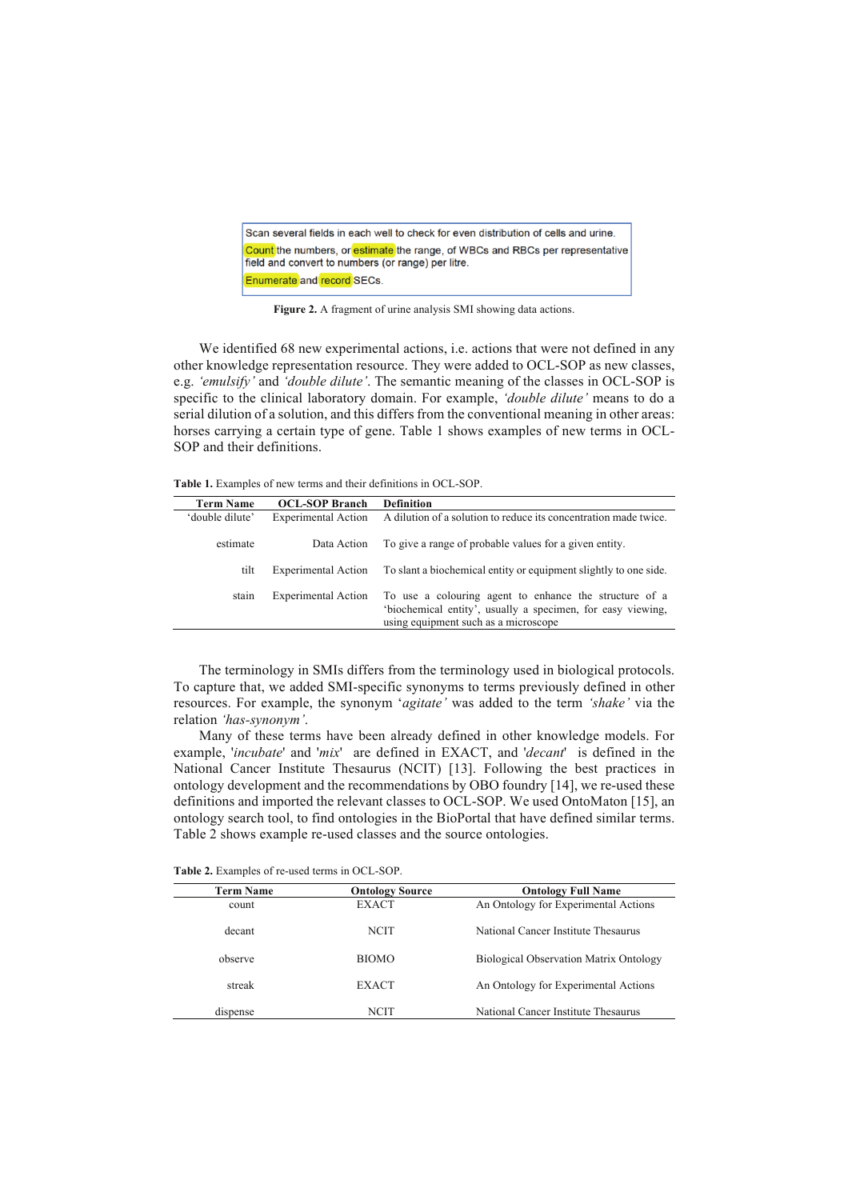Scan several fields in each well to check for even distribution of cells and urine.

Count the numbers, or estimate the range, of WBCs and RBCs per representative field and convert to numbers (or range) per litre.

Enumerate and record SECs.

**Figure 2.** A fragment of urine analysis SMI showing data actions.

We identified 68 new experimental actions, i.e. actions that were not defined in any other knowledge representation resource. They were added to OCL-SOP as new classes, e.g. *'emulsify'* and *'double dilute'*. The semantic meaning of the classes in OCL-SOP is specific to the clinical laboratory domain. For example, *'double dilute'* means to do a serial dilution of a solution, and this differs from the conventional meaning in other areas: horses carrying a certain type of gene. Table 1 shows examples of new terms in OCL-SOP and their definitions.

**Table 1.** Examples of new terms and their definitions in OCL-SOP.

| Term Name | OCL-SOP Branch | Definition |
|---|---|---|
| 'double dilute' | Experimental Action | A dilution of a solution to reduce its concentration made twice. |
| estimate | Data Action | To give a range of probable values for a given entity. |
| tilt | Experimental Action | To slant a biochemical entity or equipment slightly to one side. |
| stain | Experimental Action | To use a colouring agent to enhance the structure of a 'biochemical entity', usually a specimen, for easy viewing, using equipment such as a microscope |

The terminology in SMIs differs from the terminology used in biological protocols. To capture that, we added SMI-specific synonyms to terms previously defined in other resources. For example, the synonym '*agitate'* was added to the term *'shake'* via the relation *'has-synonym'*.

Many of these terms have been already defined in other knowledge models. For example, '*incubate*' and '*mix*' are defined in EXACT, and '*decant*' is defined in the National Cancer Institute Thesaurus (NCIT) [13]. Following the best practices in ontology development and the recommendations by OBO foundry [14], we re-used these definitions and imported the relevant classes to OCL-SOP. We used OntoMaton [15], an ontology search tool, to find ontologies in the BioPortal that have defined similar terms. Table 2 shows example re-used classes and the source ontologies.

**Table 2.** Examples of re-used terms in OCL-SOP.

| Term Name | Ontology Source | Ontology Full Name |
|---|---|---|
| count | EXACT | An Ontology for Experimental Actions |
| decant | NCIT | National Cancer Institute Thesaurus |
| observe | BIOMO | Biological Observation Matrix Ontology |
| streak | EXACT | An Ontology for Experimental Actions |
| dispense | NCIT | National Cancer Institute Thesaurus |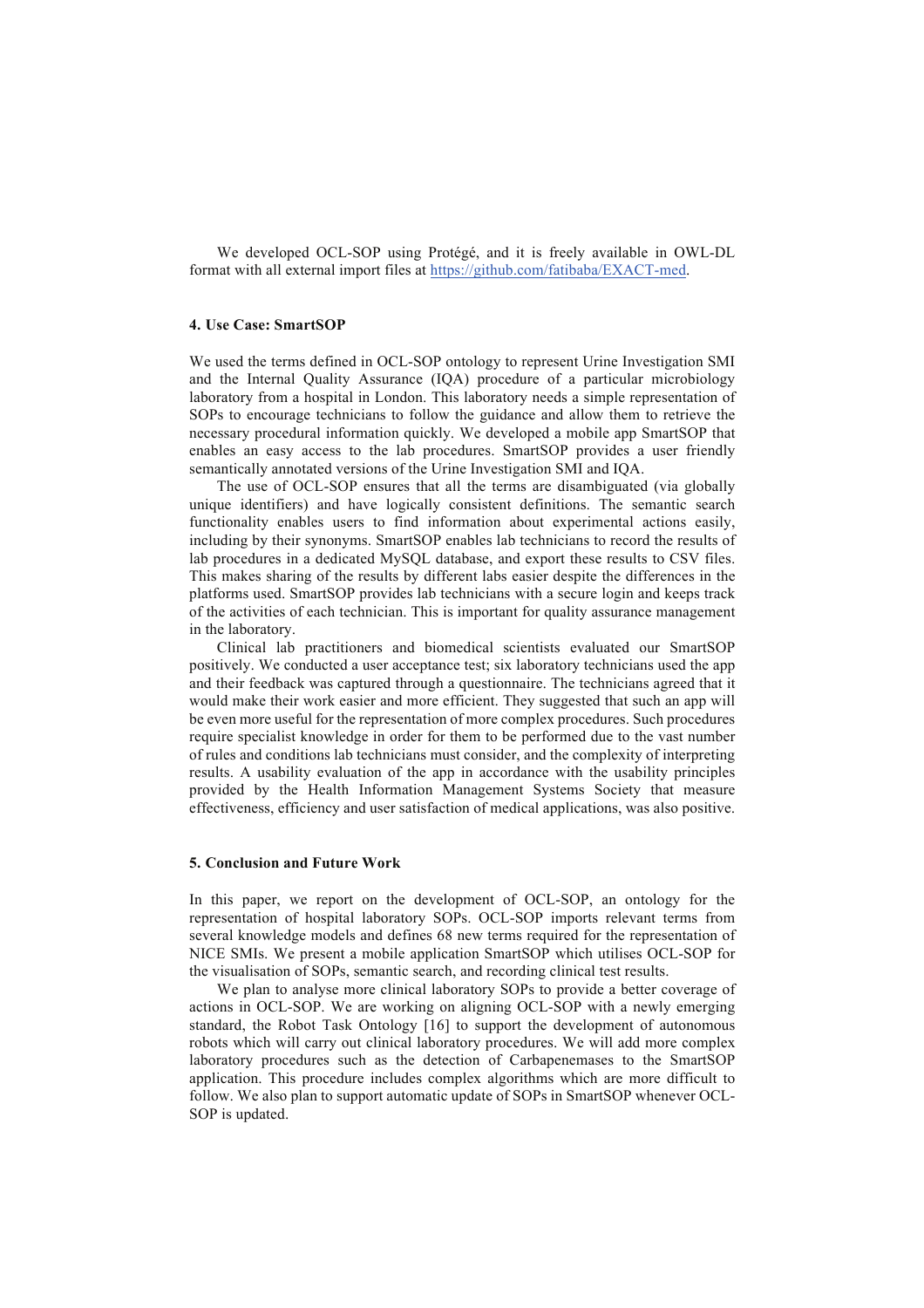We developed OCL-SOP using Protégé, and it is freely available in OWL-DL format with all external import files at https://github.com/fatibaba/EXACT-med.

## 4. Use Case: SmartSOP

We used the terms defined in OCL-SOP ontology to represent Urine Investigation SMI and the Internal Quality Assurance (IQA) procedure of a particular microbiology laboratory from a hospital in London. This laboratory needs a simple representation of SOPs to encourage technicians to follow the guidance and allow them to retrieve the necessary procedural information quickly. We developed a mobile app SmartSOP that enables an easy access to the lab procedures. SmartSOP provides a user friendly semantically annotated versions of the Urine Investigation SMI and IQA.

The use of OCL-SOP ensures that all the terms are disambiguated (via globally unique identifiers) and have logically consistent definitions. The semantic search functionality enables users to find information about experimental actions easily, including by their synonyms. SmartSOP enables lab technicians to record the results of lab procedures in a dedicated MySQL database, and export these results to CSV files. This makes sharing of the results by different labs easier despite the differences in the platforms used. SmartSOP provides lab technicians with a secure login and keeps track of the activities of each technician. This is important for quality assurance management in the laboratory.

Clinical lab practitioners and biomedical scientists evaluated our SmartSOP positively. We conducted a user acceptance test; six laboratory technicians used the app and their feedback was captured through a questionnaire. The technicians agreed that it would make their work easier and more efficient. They suggested that such an app will be even more useful for the representation of more complex procedures. Such procedures require specialist knowledge in order for them to be performed due to the vast number of rules and conditions lab technicians must consider, and the complexity of interpreting results. A usability evaluation of the app in accordance with the usability principles provided by the Health Information Management Systems Society that measure effectiveness, efficiency and user satisfaction of medical applications, was also positive.

## 5. Conclusion and Future Work

In this paper, we report on the development of OCL-SOP, an ontology for the representation of hospital laboratory SOPs. OCL-SOP imports relevant terms from several knowledge models and defines 68 new terms required for the representation of NICE SMIs. We present a mobile application SmartSOP which utilises OCL-SOP for the visualisation of SOPs, semantic search, and recording clinical test results.

We plan to analyse more clinical laboratory SOPs to provide a better coverage of actions in OCL-SOP. We are working on aligning OCL-SOP with a newly emerging standard, the Robot Task Ontology [16] to support the development of autonomous robots which will carry out clinical laboratory procedures. We will add more complex laboratory procedures such as the detection of Carbapenemases to the SmartSOP application. This procedure includes complex algorithms which are more difficult to follow. We also plan to support automatic update of SOPs in SmartSOP whenever OCL-SOP is updated.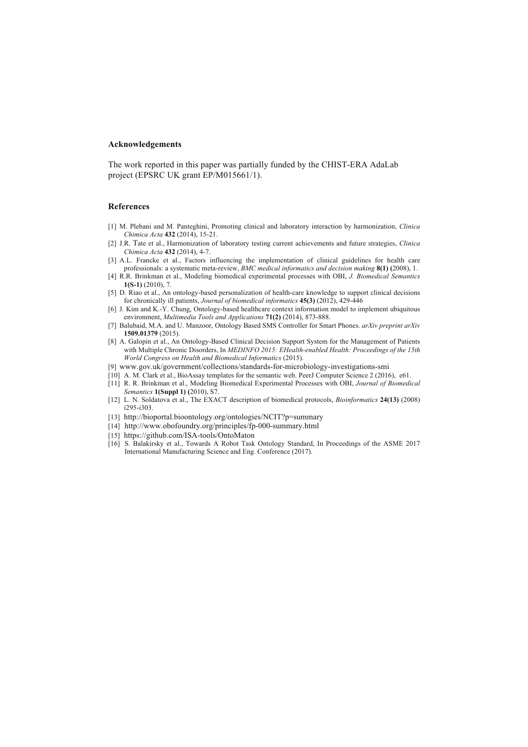### Acknowledgements

The work reported in this paper was partially funded by the CHIST-ERA AdaLab project (EPSRC UK grant EP/M015661/1).

### References

[1] M. Plebani and M. Panteghini, Promoting clinical and laboratory interaction by harmonization, *Clinica Chimica Acta* **432** (2014), 15-21.

[2] J.R. Tate et al., Harmonization of laboratory testing current achievements and future strategies, *Clinica Chimica Acta* **432** (2014), 4-7.

[3] A.L. Francke et al., Factors influencing the implementation of clinical guidelines for health care professionals: a systematic meta-review, *BMC medical informatics and decision making* **8(1) (**2008), 1.

[4] R.R. Brinkman et al., Modeling biomedical experimental processes with OBI, *J. Biomedical Semantics* **1(S-1)** (2010), 7.

[5] D. Riao et al., An ontology-based personalization of health-care knowledge to support clinical decisions for chronically ill patients, *Journal of biomedical informatics* **45(3)** (2012), 429-446

[6] J. Kim and K.-Y. Chung, Ontology-based healthcare context information model to implement ubiquitous environment, *Multimedia Tools and Applications* **71(2)** (2014), 873-888.

[7] Balubaid, M.A. and U. Manzoor, Ontology Based SMS Controller for Smart Phones. *arXiv preprint arXiv* **1509.01379** (2015).

[8] A. Galopin et al., An Ontology-Based Clinical Decision Support System for the Management of Patients with Multiple Chronic Disorders, In *MEDINFO 2015: EHealth-enabled Health: Proceedings of the 15th World Congress on Health and Biomedical Informatics* (2015).

[9] www.gov.uk/government/collections/standards-for-microbiology-investigations-smi

[10] A. M. Clark et al., BioAssay templates for the semantic web. PeerJ Computer Science 2 (2016), e61.

[11] R. R. Brinkman et al., Modeling Biomedical Experimental Processes with OBI, *Journal of Biomedical Semantics* **1(Suppl 1) (**2010), S7.

[12] L. N. Soldatova et al., The EXACT description of biomedical protocols, *Bioinformatics* **24(13)** (2008) i295-i303.

[13] http://bioportal.bioontology.org/ontologies/NCIT?p=summary

[14] http://www.obofoundry.org/principles/fp-000-summary.html

[15] https://github.com/ISA-tools/OntoMaton

[16] S. Balakirsky et al., Towards A Robot Task Ontology Standard, In Proceedings of the ASME 2017 International Manufacturing Science and Eng. Conference (2017).